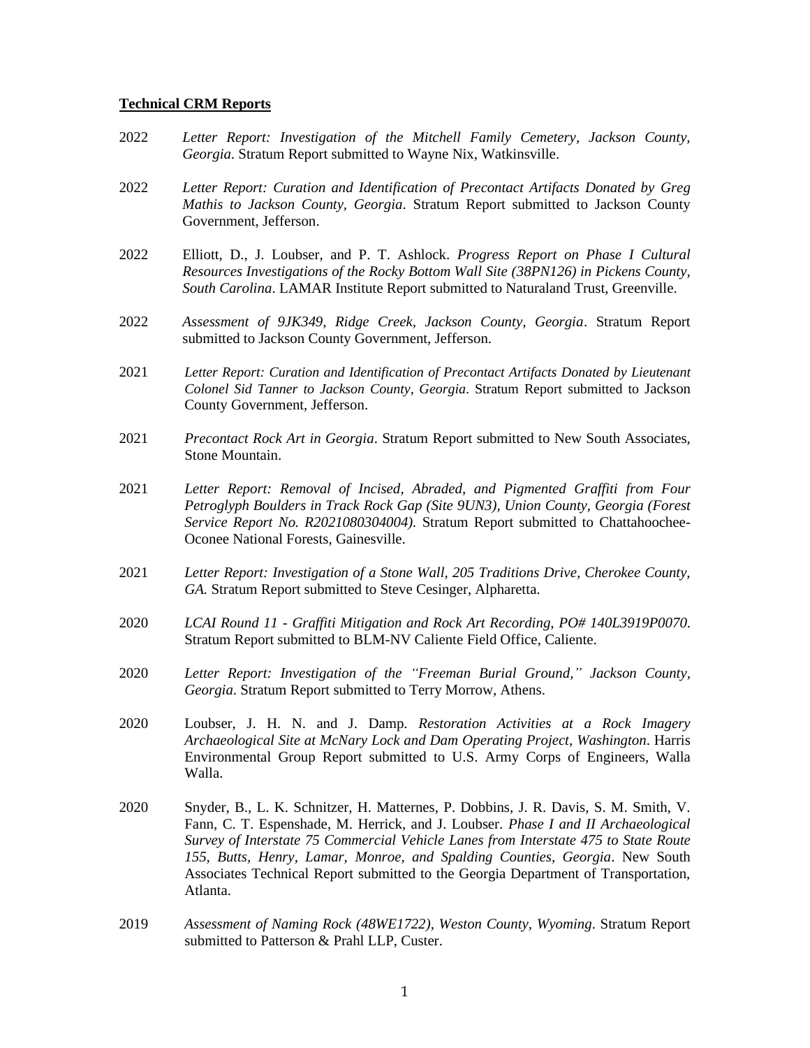**Technical CRM Reports**

2022 *Letter Report: Investigation of the Mitchell Family Cemetery, Jackson County, Georgia*. Stratum Report submitted to Wayne Nix, Watkinsville.

2022 *Letter Report: Curation and Identification of Precontact Artifacts Donated by Greg Mathis to Jackson County, Georgia*. Stratum Report submitted to Jackson County Government, Jefferson.

2022 Elliott, D., J. Loubser, and P. T. Ashlock. *Progress Report on Phase I Cultural Resources Investigations of the Rocky Bottom Wall Site (38PN126) in Pickens County, South Carolina*. LAMAR Institute Report submitted to Naturaland Trust, Greenville.

2022 *Assessment of 9JK349, Ridge Creek, Jackson County, Georgia*. Stratum Report submitted to Jackson County Government, Jefferson.

2021 *Letter Report: Curation and Identification of Precontact Artifacts Donated by Lieutenant Colonel Sid Tanner to Jackson County, Georgia*. Stratum Report submitted to Jackson County Government, Jefferson.

2021 *Precontact Rock Art in Georgia*. Stratum Report submitted to New South Associates, Stone Mountain.

2021 *Letter Report: Removal of Incised, Abraded, and Pigmented Graffiti from Four Petroglyph Boulders in Track Rock Gap (Site 9UN3), Union County, Georgia (Forest Service Report No. R2021080304004).* Stratum Report submitted to Chattahoochee-Oconee National Forests, Gainesville.

2021 *Letter Report: Investigation of a Stone Wall, 205 Traditions Drive, Cherokee County, GA.* Stratum Report submitted to Steve Cesinger, Alpharetta.

2020 *LCAI Round 11 - Graffiti Mitigation and Rock Art Recording, PO# 140L3919P0070.* Stratum Report submitted to BLM-NV Caliente Field Office, Caliente.

2020 *Letter Report: Investigation of the "Freeman Burial Ground," Jackson County, Georgia.* Stratum Report submitted to Terry Morrow, Athens.

2020 Loubser, J. H. N. and J. Damp. *Restoration Activities at a Rock Imagery Archaeological Site at McNary Lock and Dam Operating Project, Washington*. Harris Environmental Group Report submitted to U.S. Army Corps of Engineers, Walla Walla.

2020 Snyder, B., L. K. Schnitzer, H. Matternes, P. Dobbins, J. R. Davis, S. M. Smith, V. Fann, C. T. Espenshade, M. Herrick, and J. Loubser. *Phase I and II Archaeological Survey of Interstate 75 Commercial Vehicle Lanes from Interstate 475 to State Route 155, Butts, Henry, Lamar, Monroe, and Spalding Counties, Georgia*. New South Associates Technical Report submitted to the Georgia Department of Transportation, Atlanta.

2019 *Assessment of Naming Rock (48WE1722), Weston County, Wyoming*. Stratum Report submitted to Patterson & Prahl LLP, Custer.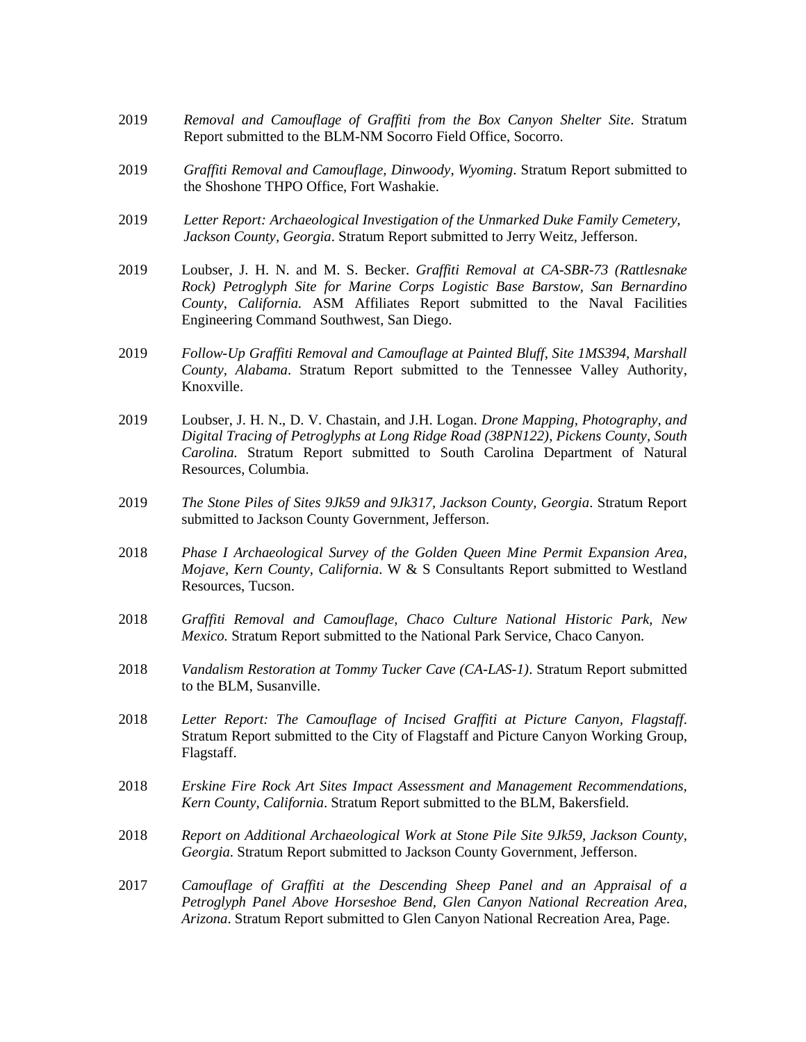2019 *Removal and Camouflage of Graffiti from the Box Canyon Shelter Site*. Stratum Report submitted to the BLM-NM Socorro Field Office, Socorro.

2019 *Graffiti Removal and Camouflage, Dinwoody, Wyoming*. Stratum Report submitted to the Shoshone THPO Office, Fort Washakie.

2019 *Letter Report: Archaeological Investigation of the Unmarked Duke Family Cemetery, Jackson County, Georgia*. Stratum Report submitted to Jerry Weitz, Jefferson.

2019 Loubser, J. H. N. and M. S. Becker. *Graffiti Removal at CA-SBR-73 (Rattlesnake Rock) Petroglyph Site for Marine Corps Logistic Base Barstow, San Bernardino County, California.* ASM Affiliates Report submitted to the Naval Facilities Engineering Command Southwest, San Diego.

2019 *Follow-Up Graffiti Removal and Camouflage at Painted Bluff, Site 1MS394, Marshall County, Alabama*. Stratum Report submitted to the Tennessee Valley Authority, Knoxville.

2019 Loubser, J. H. N., D. V. Chastain, and J.H. Logan. *Drone Mapping, Photography, and Digital Tracing of Petroglyphs at Long Ridge Road (38PN122), Pickens County, South Carolina.* Stratum Report submitted to South Carolina Department of Natural Resources, Columbia.

2019 *The Stone Piles of Sites 9Jk59 and 9Jk317, Jackson County, Georgia*. Stratum Report submitted to Jackson County Government, Jefferson.

2018 *Phase I Archaeological Survey of the Golden Queen Mine Permit Expansion Area, Mojave, Kern County, California*. W & S Consultants Report submitted to Westland Resources, Tucson.

2018 *Graffiti Removal and Camouflage, Chaco Culture National Historic Park, New Mexico.* Stratum Report submitted to the National Park Service, Chaco Canyon.

2018 *Vandalism Restoration at Tommy Tucker Cave (CA-LAS-1)*. Stratum Report submitted to the BLM, Susanville.

2018 *Letter Report: The Camouflage of Incised Graffiti at Picture Canyon, Flagstaff.* Stratum Report submitted to the City of Flagstaff and Picture Canyon Working Group, Flagstaff.

2018 *Erskine Fire Rock Art Sites Impact Assessment and Management Recommendations, Kern County, California*. Stratum Report submitted to the BLM, Bakersfield.

2018 *Report on Additional Archaeological Work at Stone Pile Site 9Jk59, Jackson County, Georgia.* Stratum Report submitted to Jackson County Government, Jefferson.

2017 *Camouflage of Graffiti at the Descending Sheep Panel and an Appraisal of a Petroglyph Panel Above Horseshoe Bend, Glen Canyon National Recreation Area, Arizona*. Stratum Report submitted to Glen Canyon National Recreation Area, Page.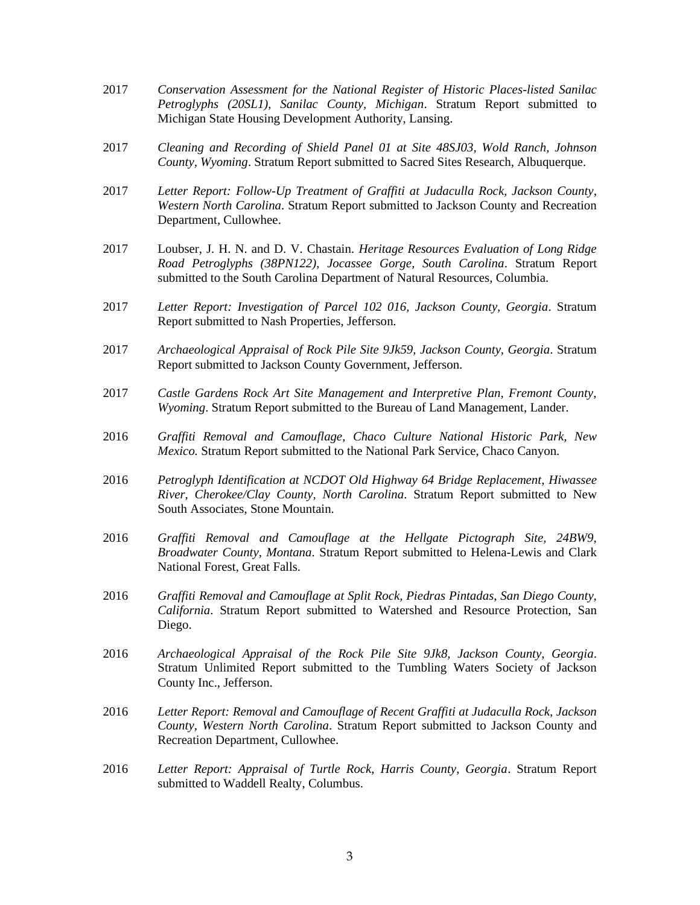2017 *Conservation Assessment for the National Register of Historic Places-listed Sanilac Petroglyphs (20SL1), Sanilac County, Michigan*. Stratum Report submitted to Michigan State Housing Development Authority, Lansing.

2017 *Cleaning and Recording of Shield Panel 01 at Site 48SJ03, Wold Ranch, Johnson County, Wyoming*. Stratum Report submitted to Sacred Sites Research, Albuquerque.

2017 *Letter Report: Follow-Up Treatment of Graffiti at Judaculla Rock, Jackson County, Western North Carolina*. Stratum Report submitted to Jackson County and Recreation Department, Cullowhee.

2017 Loubser, J. H. N. and D. V. Chastain. *Heritage Resources Evaluation of Long Ridge Road Petroglyphs (38PN122), Jocassee Gorge, South Carolina*. Stratum Report submitted to the South Carolina Department of Natural Resources, Columbia.

2017 *Letter Report: Investigation of Parcel 102 016, Jackson County, Georgia*. Stratum Report submitted to Nash Properties, Jefferson.

2017 *Archaeological Appraisal of Rock Pile Site 9Jk59, Jackson County, Georgia*. Stratum Report submitted to Jackson County Government, Jefferson.

2017 *Castle Gardens Rock Art Site Management and Interpretive Plan, Fremont County, Wyoming*. Stratum Report submitted to the Bureau of Land Management, Lander.

2016 *Graffiti Removal and Camouflage, Chaco Culture National Historic Park, New Mexico.* Stratum Report submitted to the National Park Service, Chaco Canyon.

2016 *Petroglyph Identification at NCDOT Old Highway 64 Bridge Replacement, Hiwassee River, Cherokee/Clay County, North Carolina*. Stratum Report submitted to New South Associates, Stone Mountain.

2016 *Graffiti Removal and Camouflage at the Hellgate Pictograph Site, 24BW9, Broadwater County, Montana*. Stratum Report submitted to Helena-Lewis and Clark National Forest, Great Falls.

2016 *Graffiti Removal and Camouflage at Split Rock, Piedras Pintadas, San Diego County, California*. Stratum Report submitted to Watershed and Resource Protection, San Diego.

2016 *Archaeological Appraisal of the Rock Pile Site 9Jk8, Jackson County, Georgia*. Stratum Unlimited Report submitted to the Tumbling Waters Society of Jackson County Inc., Jefferson.

2016 *Letter Report: Removal and Camouflage of Recent Graffiti at Judaculla Rock, Jackson County, Western North Carolina*. Stratum Report submitted to Jackson County and Recreation Department, Cullowhee.

2016 *Letter Report: Appraisal of Turtle Rock, Harris County, Georgia*. Stratum Report submitted to Waddell Realty, Columbus.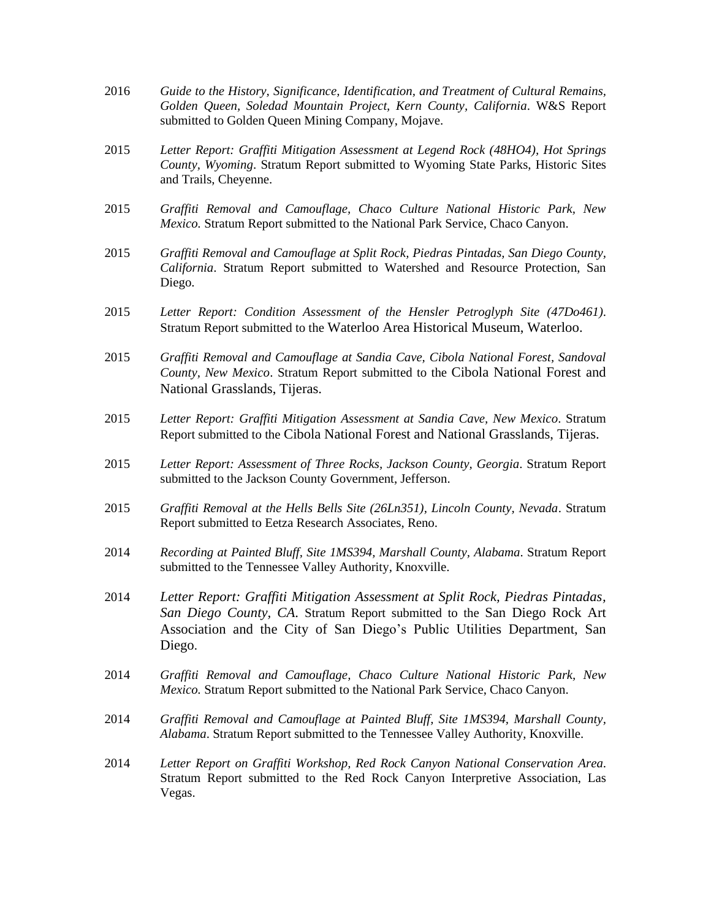2016 *Guide to the History, Significance, Identification, and Treatment of Cultural Remains, Golden Queen, Soledad Mountain Project, Kern County, California*. W&S Report submitted to Golden Queen Mining Company, Mojave.

2015 *Letter Report: Graffiti Mitigation Assessment at Legend Rock (48HO4), Hot Springs County, Wyoming*. Stratum Report submitted to Wyoming State Parks, Historic Sites and Trails, Cheyenne.

2015 *Graffiti Removal and Camouflage, Chaco Culture National Historic Park, New Mexico.* Stratum Report submitted to the National Park Service, Chaco Canyon.

2015 *Graffiti Removal and Camouflage at Split Rock, Piedras Pintadas, San Diego County, California*. Stratum Report submitted to Watershed and Resource Protection, San Diego.

2015 *Letter Report: Condition Assessment of the Hensler Petroglyph Site (47Do461)*. Stratum Report submitted to the Waterloo Area Historical Museum, Waterloo.

2015 *Graffiti Removal and Camouflage at Sandia Cave, Cibola National Forest, Sandoval County, New Mexico*. Stratum Report submitted to the Cibola National Forest and National Grasslands, Tijeras.

2015 *Letter Report: Graffiti Mitigation Assessment at Sandia Cave, New Mexico*. Stratum Report submitted to the Cibola National Forest and National Grasslands, Tijeras.

2015 *Letter Report: Assessment of Three Rocks, Jackson County, Georgia*. Stratum Report submitted to the Jackson County Government, Jefferson.

2015 *Graffiti Removal at the Hells Bells Site (26Ln351), Lincoln County, Nevada*. Stratum Report submitted to Eetza Research Associates, Reno.

2014 *Recording at Painted Bluff, Site 1MS394, Marshall County, Alabama*. Stratum Report submitted to the Tennessee Valley Authority, Knoxville.

2014 *Letter Report: Graffiti Mitigation Assessment at Split Rock, Piedras Pintadas, San Diego County, CA*. Stratum Report submitted to the San Diego Rock Art Association and the City of San Diego's Public Utilities Department, San Diego.

2014 *Graffiti Removal and Camouflage, Chaco Culture National Historic Park, New Mexico.* Stratum Report submitted to the National Park Service, Chaco Canyon.

2014 *Graffiti Removal and Camouflage at Painted Bluff, Site 1MS394, Marshall County, Alabama*. Stratum Report submitted to the Tennessee Valley Authority, Knoxville.

2014 *Letter Report on Graffiti Workshop, Red Rock Canyon National Conservation Area.* Stratum Report submitted to the Red Rock Canyon Interpretive Association, Las Vegas.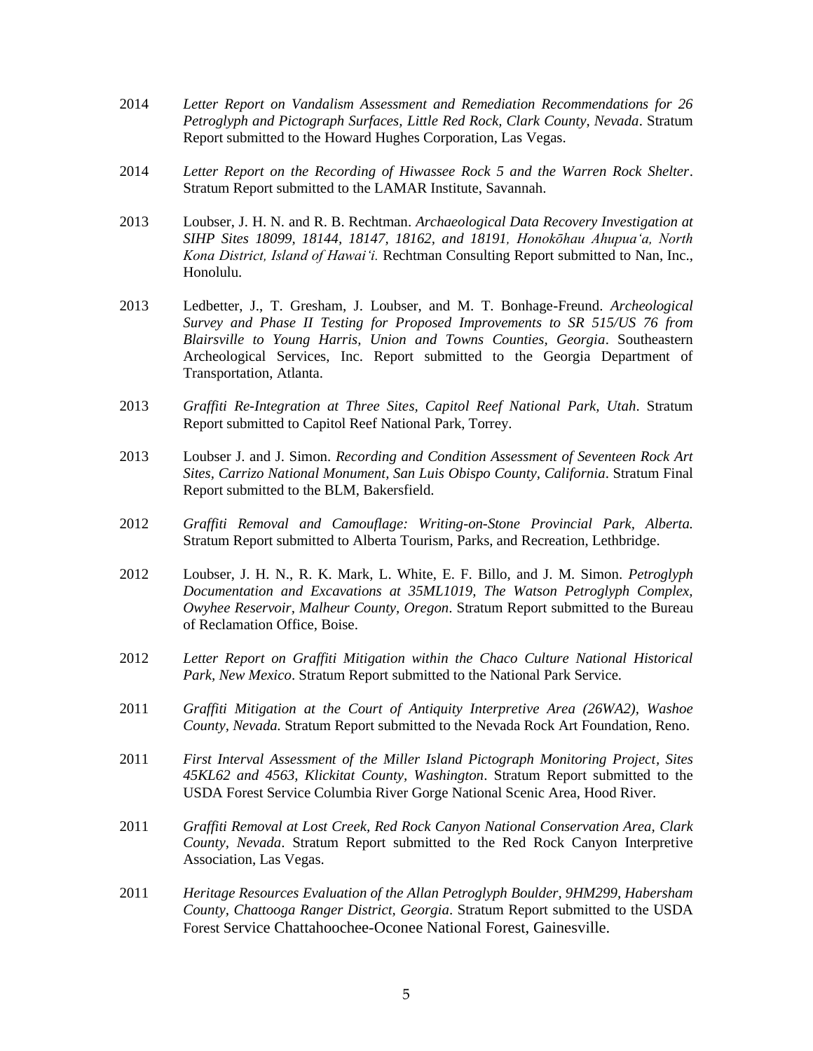2014 *Letter Report on Vandalism Assessment and Remediation Recommendations for 26 Petroglyph and Pictograph Surfaces, Little Red Rock, Clark County, Nevada*. Stratum Report submitted to the Howard Hughes Corporation, Las Vegas.

2014 *Letter Report on the Recording of Hiwassee Rock 5 and the Warren Rock Shelter*. Stratum Report submitted to the LAMAR Institute, Savannah.

2013 Loubser, J. H. N. and R. B. Rechtman. *Archaeological Data Recovery Investigation at SIHP Sites 18099, 18144, 18147, 18162, and 18191, Honokōhau Ahupuaʻa, North Kona District, Island of Hawaiʻi.* Rechtman Consulting Report submitted to Nan, Inc., Honolulu.

2013 Ledbetter, J., T. Gresham, J. Loubser, and M. T. Bonhage-Freund. *Archeological Survey and Phase II Testing for Proposed Improvements to SR 515/US 76 from Blairsville to Young Harris, Union and Towns Counties, Georgia*. Southeastern Archeological Services, Inc. Report submitted to the Georgia Department of Transportation, Atlanta.

2013 *Graffiti Re-Integration at Three Sites, Capitol Reef National Park, Utah*. Stratum Report submitted to Capitol Reef National Park, Torrey.

2013 Loubser J. and J. Simon. *Recording and Condition Assessment of Seventeen Rock Art Sites, Carrizo National Monument, San Luis Obispo County, California*. Stratum Final Report submitted to the BLM, Bakersfield.

2012 *Graffiti Removal and Camouflage: Writing-on-Stone Provincial Park, Alberta.* Stratum Report submitted to Alberta Tourism, Parks, and Recreation, Lethbridge.

2012 Loubser, J. H. N., R. K. Mark, L. White, E. F. Billo, and J. M. Simon. *Petroglyph Documentation and Excavations at 35ML1019, The Watson Petroglyph Complex, Owyhee Reservoir, Malheur County, Oregon*. Stratum Report submitted to the Bureau of Reclamation Office, Boise.

2012 *Letter Report on Graffiti Mitigation within the Chaco Culture National Historical Park, New Mexico*. Stratum Report submitted to the National Park Service.

2011 *Graffiti Mitigation at the Court of Antiquity Interpretive Area (26WA2), Washoe County, Nevada.* Stratum Report submitted to the Nevada Rock Art Foundation, Reno.

2011 *First Interval Assessment of the Miller Island Pictograph Monitoring Project, Sites 45KL62 and 4563, Klickitat County, Washington*. Stratum Report submitted to the USDA Forest Service Columbia River Gorge National Scenic Area, Hood River.

2011 *Graffiti Removal at Lost Creek, Red Rock Canyon National Conservation Area, Clark County, Nevada*. Stratum Report submitted to the Red Rock Canyon Interpretive Association, Las Vegas.

2011 *Heritage Resources Evaluation of the Allan Petroglyph Boulder, 9HM299, Habersham County, Chattooga Ranger District, Georgia*. Stratum Report submitted to the USDA Forest Service Chattahoochee-Oconee National Forest, Gainesville.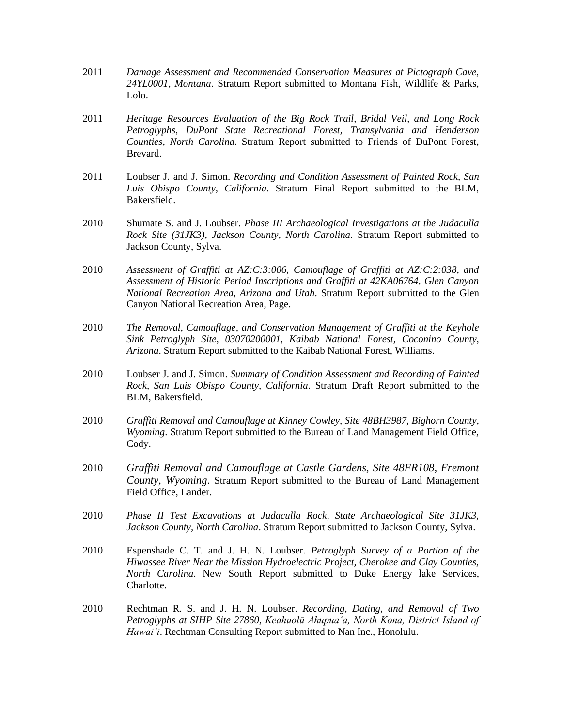2011 *Damage Assessment and Recommended Conservation Measures at Pictograph Cave, 24YL0001, Montana*. Stratum Report submitted to Montana Fish, Wildlife & Parks, Lolo.

2011 *Heritage Resources Evaluation of the Big Rock Trail, Bridal Veil, and Long Rock Petroglyphs, DuPont State Recreational Forest, Transylvania and Henderson Counties, North Carolina*. Stratum Report submitted to Friends of DuPont Forest, Brevard.

2011 Loubser J. and J. Simon. *Recording and Condition Assessment of Painted Rock, San Luis Obispo County, California*. Stratum Final Report submitted to the BLM, Bakersfield.

2010 Shumate S. and J. Loubser. *Phase III Archaeological Investigations at the Judaculla Rock Site (31JK3), Jackson County, North Carolina*. Stratum Report submitted to Jackson County, Sylva.

2010 *Assessment of Graffiti at AZ:C:3:006, Camouflage of Graffiti at AZ:C:2:038, and Assessment of Historic Period Inscriptions and Graffiti at 42KA06764, Glen Canyon National Recreation Area, Arizona and Utah*. Stratum Report submitted to the Glen Canyon National Recreation Area, Page.

2010 *The Removal, Camouflage, and Conservation Management of Graffiti at the Keyhole Sink Petroglyph Site, 03070200001, Kaibab National Forest, Coconino County, Arizona*. Stratum Report submitted to the Kaibab National Forest, Williams.

2010 Loubser J. and J. Simon. *Summary of Condition Assessment and Recording of Painted Rock, San Luis Obispo County, California*. Stratum Draft Report submitted to the BLM, Bakersfield.

2010 *Graffiti Removal and Camouflage at Kinney Cowley, Site 48BH3987, Bighorn County, Wyoming*. Stratum Report submitted to the Bureau of Land Management Field Office, Cody.

2010 *Graffiti Removal and Camouflage at Castle Gardens, Site 48FR108, Fremont County, Wyoming*. Stratum Report submitted to the Bureau of Land Management Field Office, Lander.

2010 *Phase II Test Excavations at Judaculla Rock, State Archaeological Site 31JK3, Jackson County, North Carolina*. Stratum Report submitted to Jackson County, Sylva.

2010 Espenshade C. T. and J. H. N. Loubser. *Petroglyph Survey of a Portion of the Hiwassee River Near the Mission Hydroelectric Project, Cherokee and Clay Counties, North Carolina*. New South Report submitted to Duke Energy lake Services, Charlotte.

2010 Rechtman R. S. and J. H. N. Loubser. *Recording, Dating, and Removal of Two Petroglyphs at SIHP Site 27860, Keahuolū Ahupuaʻa, North Kona, District Island of Hawaiʻi*. Rechtman Consulting Report submitted to Nan Inc., Honolulu.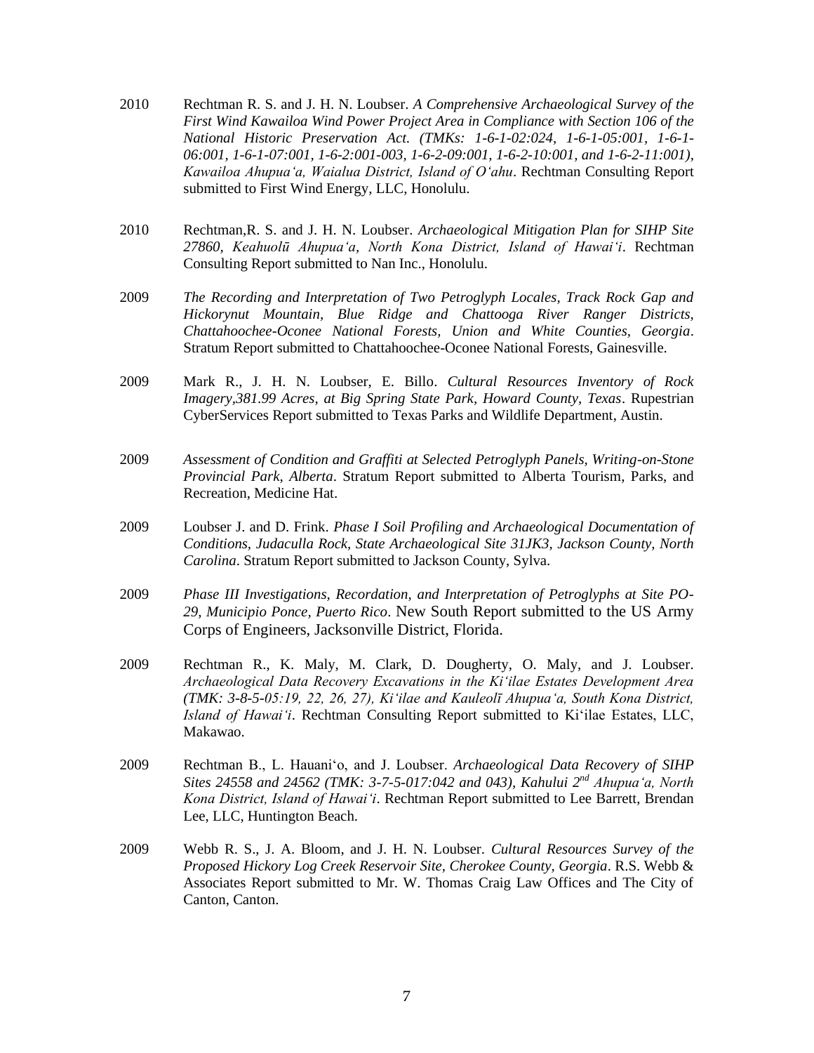2010 Rechtman R. S. and J. H. N. Loubser. *A Comprehensive Archaeological Survey of the First Wind Kawailoa Wind Power Project Area in Compliance with Section 106 of the National Historic Preservation Act. (TMKs: 1-6-1-02:024, 1-6-1-05:001, 1-6-1-06:001, 1-6-1-07:001, 1-6-2:001-003, 1-6-2-09:001, 1-6-2-10:001, and 1-6-2-11:001), Kawailoa Ahupuaʻa, Waialua District, Island of Oʻahu*. Rechtman Consulting Report submitted to First Wind Energy, LLC, Honolulu.

2010 Rechtman,R. S. and J. H. N. Loubser. *Archaeological Mitigation Plan for SIHP Site 27860, Keahuolū Ahupuaʻa, North Kona District, Island of Hawaiʻi*. Rechtman Consulting Report submitted to Nan Inc., Honolulu.

2009 *The Recording and Interpretation of Two Petroglyph Locales, Track Rock Gap and Hickorynut Mountain, Blue Ridge and Chattooga River Ranger Districts, Chattahoochee-Oconee National Forests, Union and White Counties, Georgia*. Stratum Report submitted to Chattahoochee-Oconee National Forests, Gainesville.

2009 Mark R., J. H. N. Loubser, E. Billo. *Cultural Resources Inventory of Rock Imagery,381.99 Acres, at Big Spring State Park, Howard County, Texas*. Rupestrian CyberServices Report submitted to Texas Parks and Wildlife Department, Austin.

2009 *Assessment of Condition and Graffiti at Selected Petroglyph Panels, Writing-on-Stone Provincial Park, Alberta*. Stratum Report submitted to Alberta Tourism, Parks, and Recreation, Medicine Hat.

2009 Loubser J. and D. Frink. *Phase I Soil Profiling and Archaeological Documentation of Conditions, Judaculla Rock, State Archaeological Site 31JK3, Jackson County, North Carolina*. Stratum Report submitted to Jackson County, Sylva.

2009 *Phase III Investigations, Recordation, and Interpretation of Petroglyphs at Site PO-29, Municipio Ponce, Puerto Rico*. New South Report submitted to the US Army Corps of Engineers, Jacksonville District, Florida.

2009 Rechtman R., K. Maly, M. Clark, D. Dougherty, O. Maly, and J. Loubser. *Archaeological Data Recovery Excavations in the Kiʻilae Estates Development Area (TMK: 3-8-5-05:19, 22, 26, 27), Kiʻilae and Kauleolī Ahupuaʻa, South Kona District, Island of Hawaiʻi*. Rechtman Consulting Report submitted to Kiʻilae Estates, LLC, Makawao.

2009 Rechtman B., L. Hauaniʻo, and J. Loubser. *Archaeological Data Recovery of SIHP Sites 24558 and 24562 (TMK: 3-7-5-017:042 and 043), Kahului 2nd Ahupuaʻa, North Kona District, Island of Hawaiʻi*. Rechtman Report submitted to Lee Barrett, Brendan Lee, LLC, Huntington Beach.

2009 Webb R. S., J. A. Bloom, and J. H. N. Loubser. *Cultural Resources Survey of the Proposed Hickory Log Creek Reservoir Site, Cherokee County, Georgia*. R.S. Webb & Associates Report submitted to Mr. W. Thomas Craig Law Offices and The City of Canton, Canton.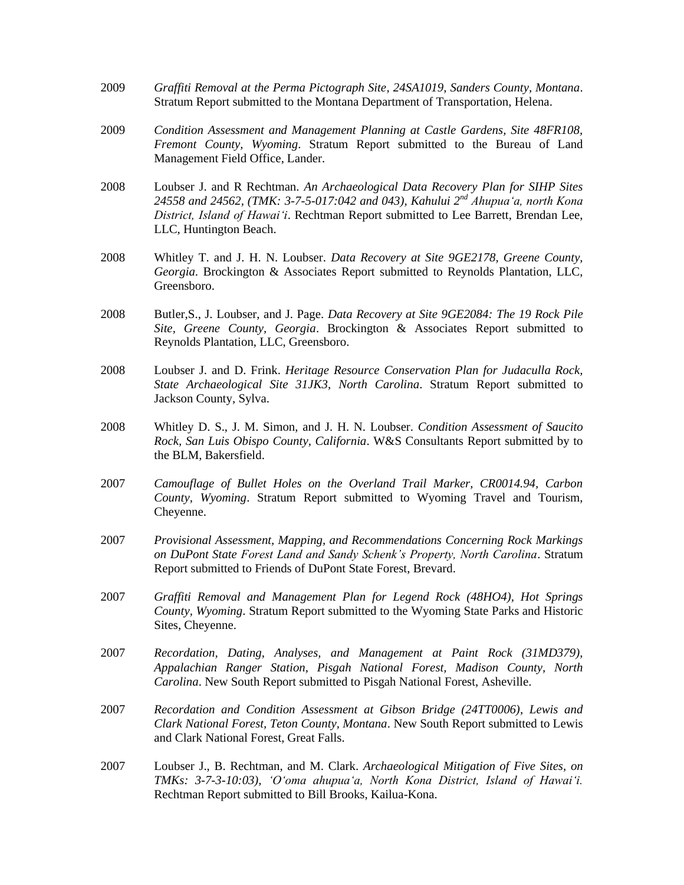2009 *Graffiti Removal at the Perma Pictograph Site, 24SA1019, Sanders County, Montana*. Stratum Report submitted to the Montana Department of Transportation, Helena.

2009 *Condition Assessment and Management Planning at Castle Gardens, Site 48FR108, Fremont County, Wyoming*. Stratum Report submitted to the Bureau of Land Management Field Office, Lander.

2008 Loubser J. and R Rechtman. *An Archaeological Data Recovery Plan for SIHP Sites 24558 and 24562, (TMK: 3-7-5-017:042 and 043), Kahului 2nd Ahupuaʻa, north Kona District, Island of Hawaiʻi*. Rechtman Report submitted to Lee Barrett, Brendan Lee, LLC, Huntington Beach.

2008 Whitley T. and J. H. N. Loubser. *Data Recovery at Site 9GE2178, Greene County, Georgia*. Brockington & Associates Report submitted to Reynolds Plantation, LLC, Greensboro.

2008 Butler,S., J. Loubser, and J. Page. *Data Recovery at Site 9GE2084: The 19 Rock Pile Site, Greene County, Georgia*. Brockington & Associates Report submitted to Reynolds Plantation, LLC, Greensboro.

2008 Loubser J. and D. Frink. *Heritage Resource Conservation Plan for Judaculla Rock, State Archaeological Site 31JK3, North Carolina*. Stratum Report submitted to Jackson County, Sylva.

2008 Whitley D. S., J. M. Simon, and J. H. N. Loubser. *Condition Assessment of Saucito Rock, San Luis Obispo County, California*. W&S Consultants Report submitted by to the BLM, Bakersfield.

2007 *Camouflage of Bullet Holes on the Overland Trail Marker, CR0014.94, Carbon County, Wyoming*. Stratum Report submitted to Wyoming Travel and Tourism, Cheyenne.

2007 *Provisional Assessment, Mapping, and Recommendations Concerning Rock Markings on DuPont State Forest Land and Sandy Schenk's Property, North Carolina*. Stratum Report submitted to Friends of DuPont State Forest, Brevard.

2007 *Graffiti Removal and Management Plan for Legend Rock (48HO4), Hot Springs County, Wyoming*. Stratum Report submitted to the Wyoming State Parks and Historic Sites, Cheyenne.

2007 *Recordation, Dating, Analyses, and Management at Paint Rock (31MD379), Appalachian Ranger Station, Pisgah National Forest, Madison County, North Carolina*. New South Report submitted to Pisgah National Forest, Asheville.

2007 *Recordation and Condition Assessment at Gibson Bridge (24TT0006), Lewis and Clark National Forest, Teton County, Montana*. New South Report submitted to Lewis and Clark National Forest, Great Falls.

2007 Loubser J., B. Rechtman, and M. Clark. *Archaeological Mitigation of Five Sites, on TMKs: 3-7-3-10:03), ʻOʻoma ahupuaʻa, North Kona District, Island of Hawaiʻi.* Rechtman Report submitted to Bill Brooks, Kailua-Kona.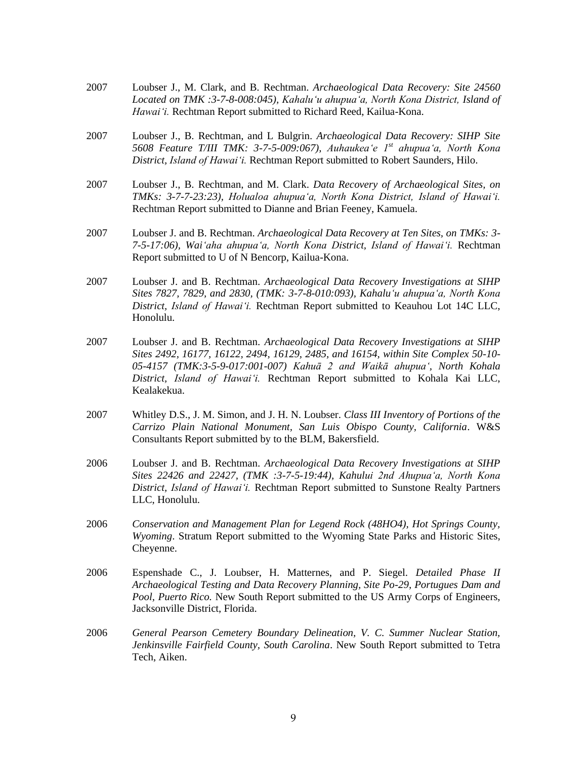2007 Loubser J., M. Clark, and B. Rechtman. *Archaeological Data Recovery: Site 24560 Located on TMK :3-7-8-008:045), Kahalu'u ahupua'a, North Kona District, Island of Hawai'i.* Rechtman Report submitted to Richard Reed, Kailua-Kona.

2007 Loubser J., B. Rechtman, and L Bulgrin. *Archaeological Data Recovery: SIHP Site 5608 Feature T/III TMK: 3-7-5-009:067), Auhaukea'e 1st ahupua'a, North Kona District, Island of Hawai'i.* Rechtman Report submitted to Robert Saunders, Hilo.

2007 Loubser J., B. Rechtman, and M. Clark. *Data Recovery of Archaeological Sites, on TMKs: 3-7-7-23:23), Holualoa ahupua'a, North Kona District, Island of Hawai'i.* Rechtman Report submitted to Dianne and Brian Feeney, Kamuela.

2007 Loubser J. and B. Rechtman. *Archaeological Data Recovery at Ten Sites, on TMKs: 3-7-5-17:06), Wai'aha ahupua'a, North Kona District, Island of Hawai'i.* Rechtman Report submitted to U of N Bencorp, Kailua-Kona.

2007 Loubser J. and B. Rechtman. *Archaeological Data Recovery Investigations at SIHP Sites 7827, 7829, and 2830, (TMK: 3-7-8-010:093), Kahalu'u ahupua'a, North Kona District, Island of Hawai'i.* Rechtman Report submitted to Keauhou Lot 14C LLC, Honolulu.

2007 Loubser J. and B. Rechtman. *Archaeological Data Recovery Investigations at SIHP Sites 2492, 16177, 16122, 2494, 16129, 2485, and 16154, within Site Complex 50-10-05-4157 (TMK:3-5-9-017:001-007) Kahuā 2 and Waikā ahupua', North Kohala District, Island of Hawai'i.* Rechtman Report submitted to Kohala Kai LLC, Kealakekua.

2007 Whitley D.S., J. M. Simon, and J. H. N. Loubser. *Class III Inventory of Portions of the Carrizo Plain National Monument, San Luis Obispo County, California*. W&S Consultants Report submitted by to the BLM, Bakersfield.

2006 Loubser J. and B. Rechtman. *Archaeological Data Recovery Investigations at SIHP Sites 22426 and 22427, (TMK :3-7-5-19:44), Kahului 2nd Ahupua'a, North Kona District, Island of Hawai'i.* Rechtman Report submitted to Sunstone Realty Partners LLC, Honolulu.

2006 *Conservation and Management Plan for Legend Rock (48HO4), Hot Springs County, Wyoming*. Stratum Report submitted to the Wyoming State Parks and Historic Sites, Cheyenne.

2006 Espenshade C., J. Loubser, H. Matternes, and P. Siegel. *Detailed Phase II Archaeological Testing and Data Recovery Planning, Site Po-29, Portugues Dam and Pool, Puerto Rico.* New South Report submitted to the US Army Corps of Engineers, Jacksonville District, Florida.

2006 *General Pearson Cemetery Boundary Delineation, V. C. Summer Nuclear Station, Jenkinsville Fairfield County, South Carolina*. New South Report submitted to Tetra Tech, Aiken.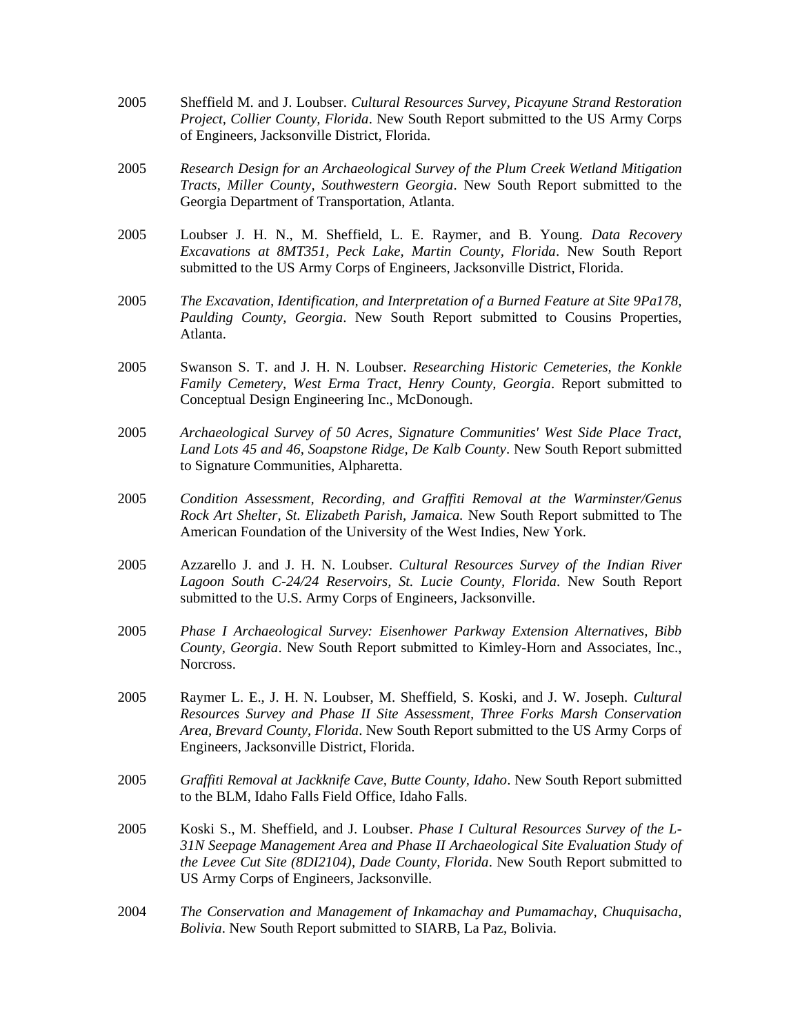2005 Sheffield M. and J. Loubser. *Cultural Resources Survey, Picayune Strand Restoration Project, Collier County, Florida*. New South Report submitted to the US Army Corps of Engineers, Jacksonville District, Florida.

2005 *Research Design for an Archaeological Survey of the Plum Creek Wetland Mitigation Tracts, Miller County, Southwestern Georgia*. New South Report submitted to the Georgia Department of Transportation, Atlanta.

2005 Loubser J. H. N., M. Sheffield, L. E. Raymer, and B. Young. *Data Recovery Excavations at 8MT351, Peck Lake, Martin County, Florida*. New South Report submitted to the US Army Corps of Engineers, Jacksonville District, Florida.

2005 *The Excavation, Identification, and Interpretation of a Burned Feature at Site 9Pa178, Paulding County, Georgia*. New South Report submitted to Cousins Properties, Atlanta.

2005 Swanson S. T. and J. H. N. Loubser. *Researching Historic Cemeteries, the Konkle Family Cemetery, West Erma Tract, Henry County, Georgia*. Report submitted to Conceptual Design Engineering Inc., McDonough.

2005 *Archaeological Survey of 50 Acres, Signature Communities' West Side Place Tract, Land Lots 45 and 46, Soapstone Ridge, De Kalb County*. New South Report submitted to Signature Communities, Alpharetta.

2005 *Condition Assessment, Recording, and Graffiti Removal at the Warminster/Genus Rock Art Shelter, St. Elizabeth Parish, Jamaica.* New South Report submitted to The American Foundation of the University of the West Indies, New York.

2005 Azzarello J. and J. H. N. Loubser. *Cultural Resources Survey of the Indian River Lagoon South C-24/24 Reservoirs, St. Lucie County, Florida*. New South Report submitted to the U.S. Army Corps of Engineers, Jacksonville.

2005 *Phase I Archaeological Survey: Eisenhower Parkway Extension Alternatives, Bibb County, Georgia*. New South Report submitted to Kimley-Horn and Associates, Inc., Norcross.

2005 Raymer L. E., J. H. N. Loubser, M. Sheffield, S. Koski, and J. W. Joseph. *Cultural Resources Survey and Phase II Site Assessment, Three Forks Marsh Conservation Area, Brevard County, Florida*. New South Report submitted to the US Army Corps of Engineers, Jacksonville District, Florida.

2005 *Graffiti Removal at Jackknife Cave, Butte County, Idaho*. New South Report submitted to the BLM, Idaho Falls Field Office, Idaho Falls.

2005 Koski S., M. Sheffield, and J. Loubser. *Phase I Cultural Resources Survey of the L-31N Seepage Management Area and Phase II Archaeological Site Evaluation Study of the Levee Cut Site (8DI2104), Dade County, Florida*. New South Report submitted to US Army Corps of Engineers, Jacksonville.

2004 *The Conservation and Management of Inkamachay and Pumamachay, Chuquisacha, Bolivia*. New South Report submitted to SIARB, La Paz, Bolivia.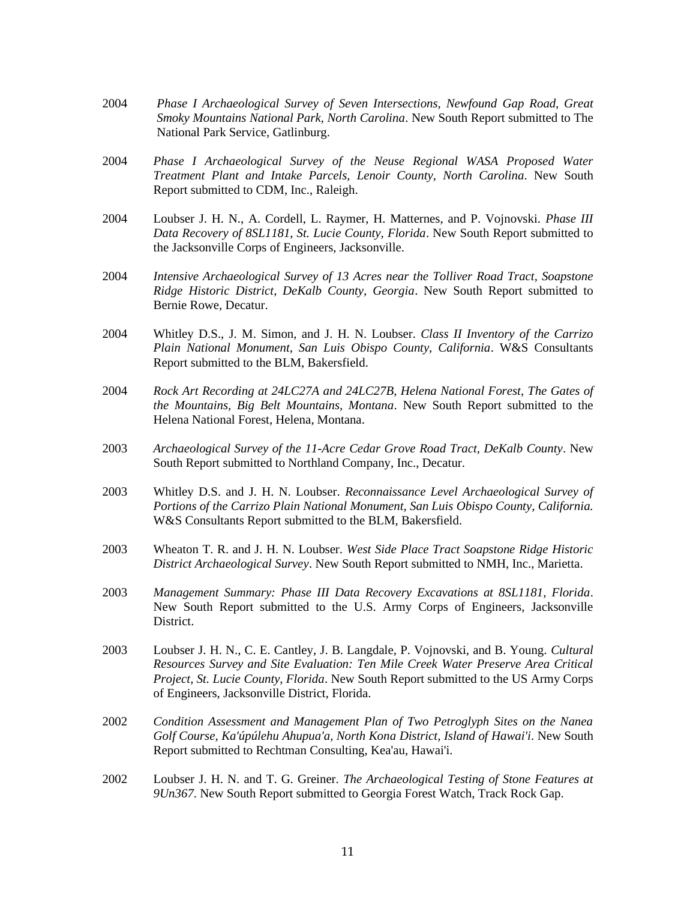2004 *Phase I Archaeological Survey of Seven Intersections, Newfound Gap Road, Great Smoky Mountains National Park, North Carolina*. New South Report submitted to The National Park Service, Gatlinburg.

2004 *Phase I Archaeological Survey of the Neuse Regional WASA Proposed Water Treatment Plant and Intake Parcels, Lenoir County, North Carolina*. New South Report submitted to CDM, Inc., Raleigh.

2004 Loubser J. H. N., A. Cordell, L. Raymer, H. Matternes, and P. Vojnovski. *Phase III Data Recovery of 8SL1181, St. Lucie County, Florida*. New South Report submitted to the Jacksonville Corps of Engineers, Jacksonville.

2004 *Intensive Archaeological Survey of 13 Acres near the Tolliver Road Tract, Soapstone Ridge Historic District, DeKalb County, Georgia*. New South Report submitted to Bernie Rowe, Decatur.

2004 Whitley D.S., J. M. Simon, and J. H. N. Loubser. *Class II Inventory of the Carrizo Plain National Monument, San Luis Obispo County, California*. W&S Consultants Report submitted to the BLM, Bakersfield.

2004 *Rock Art Recording at 24LC27A and 24LC27B, Helena National Forest, The Gates of the Mountains, Big Belt Mountains, Montana*. New South Report submitted to the Helena National Forest, Helena, Montana.

2003 *Archaeological Survey of the 11-Acre Cedar Grove Road Tract, DeKalb County*. New South Report submitted to Northland Company, Inc., Decatur.

2003 Whitley D.S. and J. H. N. Loubser. *Reconnaissance Level Archaeological Survey of Portions of the Carrizo Plain National Monument, San Luis Obispo County, California.* W&S Consultants Report submitted to the BLM, Bakersfield.

2003 Wheaton T. R. and J. H. N. Loubser. *West Side Place Tract Soapstone Ridge Historic District Archaeological Survey*. New South Report submitted to NMH, Inc., Marietta.

2003 *Management Summary: Phase III Data Recovery Excavations at 8SL1181, Florida*. New South Report submitted to the U.S. Army Corps of Engineers, Jacksonville District.

2003 Loubser J. H. N., C. E. Cantley, J. B. Langdale, P. Vojnovski, and B. Young. *Cultural Resources Survey and Site Evaluation: Ten Mile Creek Water Preserve Area Critical Project, St. Lucie County, Florida*. New South Report submitted to the US Army Corps of Engineers, Jacksonville District, Florida.

2002 *Condition Assessment and Management Plan of Two Petroglyph Sites on the Nanea Golf Course, Ka'úpúlehu Ahupua'a, North Kona District, Island of Hawai'i*. New South Report submitted to Rechtman Consulting, Kea'au, Hawai'i.

2002 Loubser J. H. N. and T. G. Greiner. *The Archaeological Testing of Stone Features at 9Un367*. New South Report submitted to Georgia Forest Watch, Track Rock Gap.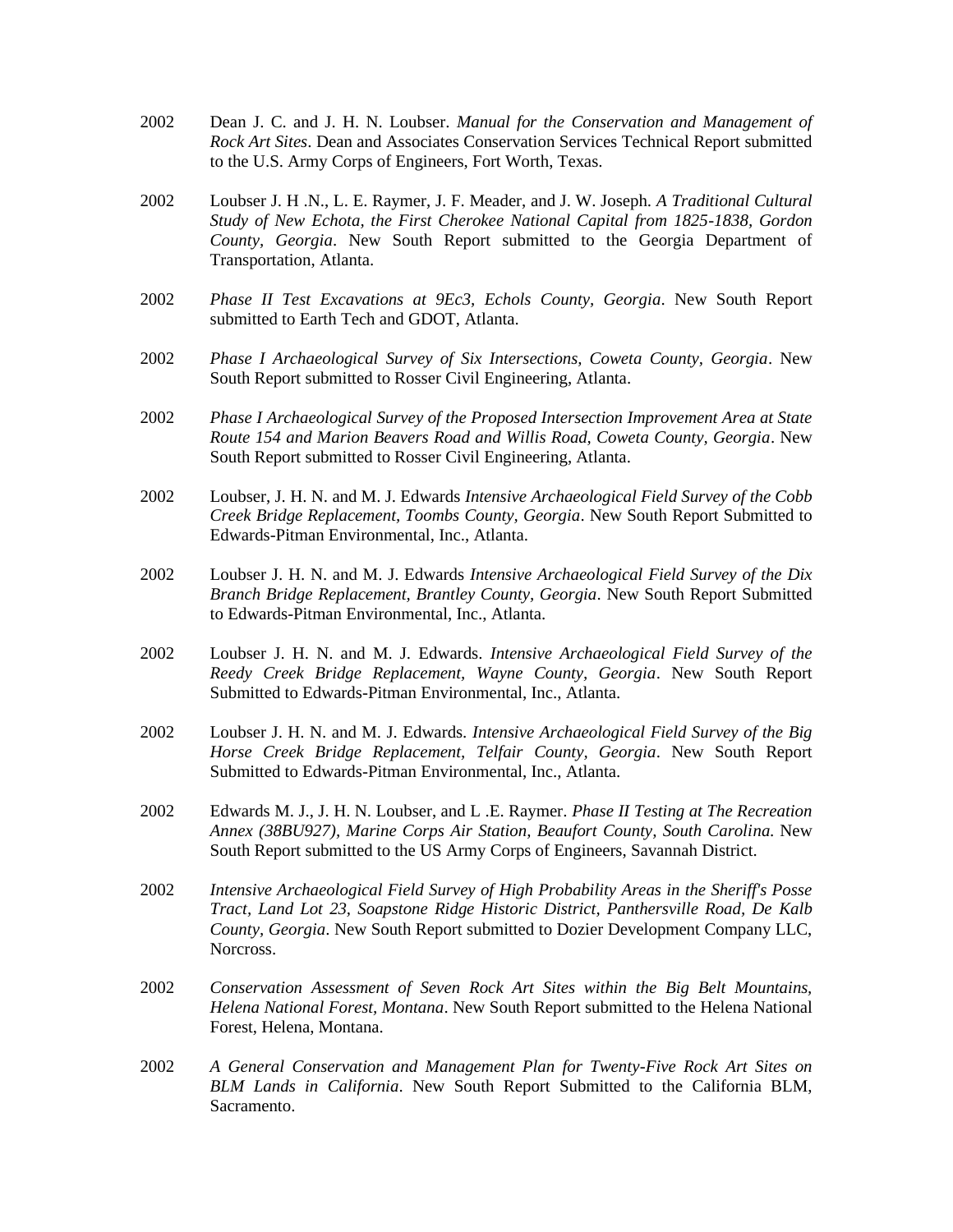2002 Dean J. C. and J. H. N. Loubser. *Manual for the Conservation and Management of Rock Art Sites*. Dean and Associates Conservation Services Technical Report submitted to the U.S. Army Corps of Engineers, Fort Worth, Texas.

2002 Loubser J. H .N., L. E. Raymer, J. F. Meader, and J. W. Joseph. *A Traditional Cultural Study of New Echota, the First Cherokee National Capital from 1825-1838, Gordon County, Georgia*. New South Report submitted to the Georgia Department of Transportation, Atlanta.

2002 *Phase II Test Excavations at 9Ec3, Echols County, Georgia*. New South Report submitted to Earth Tech and GDOT, Atlanta.

2002 *Phase I Archaeological Survey of Six Intersections, Coweta County, Georgia*. New South Report submitted to Rosser Civil Engineering, Atlanta.

2002 *Phase I Archaeological Survey of the Proposed Intersection Improvement Area at State Route 154 and Marion Beavers Road and Willis Road, Coweta County, Georgia*. New South Report submitted to Rosser Civil Engineering, Atlanta.

2002 Loubser, J. H. N. and M. J. Edwards *Intensive Archaeological Field Survey of the Cobb Creek Bridge Replacement, Toombs County, Georgia*. New South Report Submitted to Edwards-Pitman Environmental, Inc., Atlanta.

2002 Loubser J. H. N. and M. J. Edwards *Intensive Archaeological Field Survey of the Dix Branch Bridge Replacement, Brantley County, Georgia*. New South Report Submitted to Edwards-Pitman Environmental, Inc., Atlanta.

2002 Loubser J. H. N. and M. J. Edwards. *Intensive Archaeological Field Survey of the Reedy Creek Bridge Replacement, Wayne County, Georgia*. New South Report Submitted to Edwards-Pitman Environmental, Inc., Atlanta.

2002 Loubser J. H. N. and M. J. Edwards. *Intensive Archaeological Field Survey of the Big Horse Creek Bridge Replacement, Telfair County, Georgia*. New South Report Submitted to Edwards-Pitman Environmental, Inc., Atlanta.

2002 Edwards M. J., J. H. N. Loubser, and L .E. Raymer. *Phase II Testing at The Recreation Annex (38BU927), Marine Corps Air Station, Beaufort County, South Carolina.* New South Report submitted to the US Army Corps of Engineers, Savannah District.

2002 *Intensive Archaeological Field Survey of High Probability Areas in the Sheriff's Posse Tract, Land Lot 23, Soapstone Ridge Historic District, Panthersville Road, De Kalb County, Georgia*. New South Report submitted to Dozier Development Company LLC, Norcross.

2002 *Conservation Assessment of Seven Rock Art Sites within the Big Belt Mountains, Helena National Forest, Montana*. New South Report submitted to the Helena National Forest, Helena, Montana.

2002 *A General Conservation and Management Plan for Twenty-Five Rock Art Sites on BLM Lands in California*. New South Report Submitted to the California BLM, Sacramento.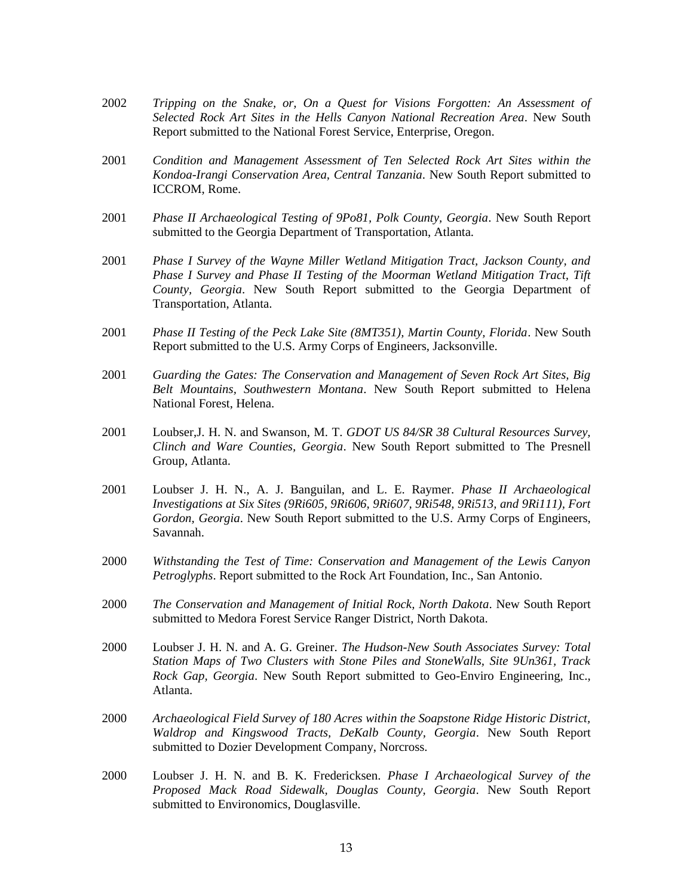2002 *Tripping on the Snake, or, On a Quest for Visions Forgotten: An Assessment of Selected Rock Art Sites in the Hells Canyon National Recreation Area*. New South Report submitted to the National Forest Service, Enterprise, Oregon.

2001 *Condition and Management Assessment of Ten Selected Rock Art Sites within the Kondoa-Irangi Conservation Area, Central Tanzania*. New South Report submitted to ICCROM, Rome.

2001 *Phase II Archaeological Testing of 9Po81, Polk County, Georgia*. New South Report submitted to the Georgia Department of Transportation, Atlanta.

2001 *Phase I Survey of the Wayne Miller Wetland Mitigation Tract, Jackson County, and Phase I Survey and Phase II Testing of the Moorman Wetland Mitigation Tract, Tift County, Georgia*. New South Report submitted to the Georgia Department of Transportation, Atlanta.

2001 *Phase II Testing of the Peck Lake Site (8MT351), Martin County, Florida*. New South Report submitted to the U.S. Army Corps of Engineers, Jacksonville.

2001 *Guarding the Gates: The Conservation and Management of Seven Rock Art Sites, Big Belt Mountains, Southwestern Montana*. New South Report submitted to Helena National Forest, Helena.

2001 Loubser,J. H. N. and Swanson, M. T. *GDOT US 84/SR 38 Cultural Resources Survey, Clinch and Ware Counties, Georgia*. New South Report submitted to The Presnell Group, Atlanta.

2001 Loubser J. H. N., A. J. Banguilan, and L. E. Raymer. *Phase II Archaeological Investigations at Six Sites (9Ri605, 9Ri606, 9Ri607, 9Ri548, 9Ri513, and 9Ri111), Fort Gordon, Georgia*. New South Report submitted to the U.S. Army Corps of Engineers, Savannah.

2000 *Withstanding the Test of Time: Conservation and Management of the Lewis Canyon Petroglyphs*. Report submitted to the Rock Art Foundation, Inc., San Antonio.

2000 *The Conservation and Management of Initial Rock, North Dakota*. New South Report submitted to Medora Forest Service Ranger District, North Dakota.

2000 Loubser J. H. N. and A. G. Greiner. *The Hudson-New South Associates Survey: Total Station Maps of Two Clusters with Stone Piles and StoneWalls, Site 9Un361, Track Rock Gap, Georgia*. New South Report submitted to Geo-Enviro Engineering, Inc., Atlanta.

2000 *Archaeological Field Survey of 180 Acres within the Soapstone Ridge Historic District, Waldrop and Kingswood Tracts, DeKalb County, Georgia*. New South Report submitted to Dozier Development Company, Norcross.

2000 Loubser J. H. N. and B. K. Fredericksen. *Phase I Archaeological Survey of the Proposed Mack Road Sidewalk, Douglas County, Georgia*. New South Report submitted to Environomics, Douglasville.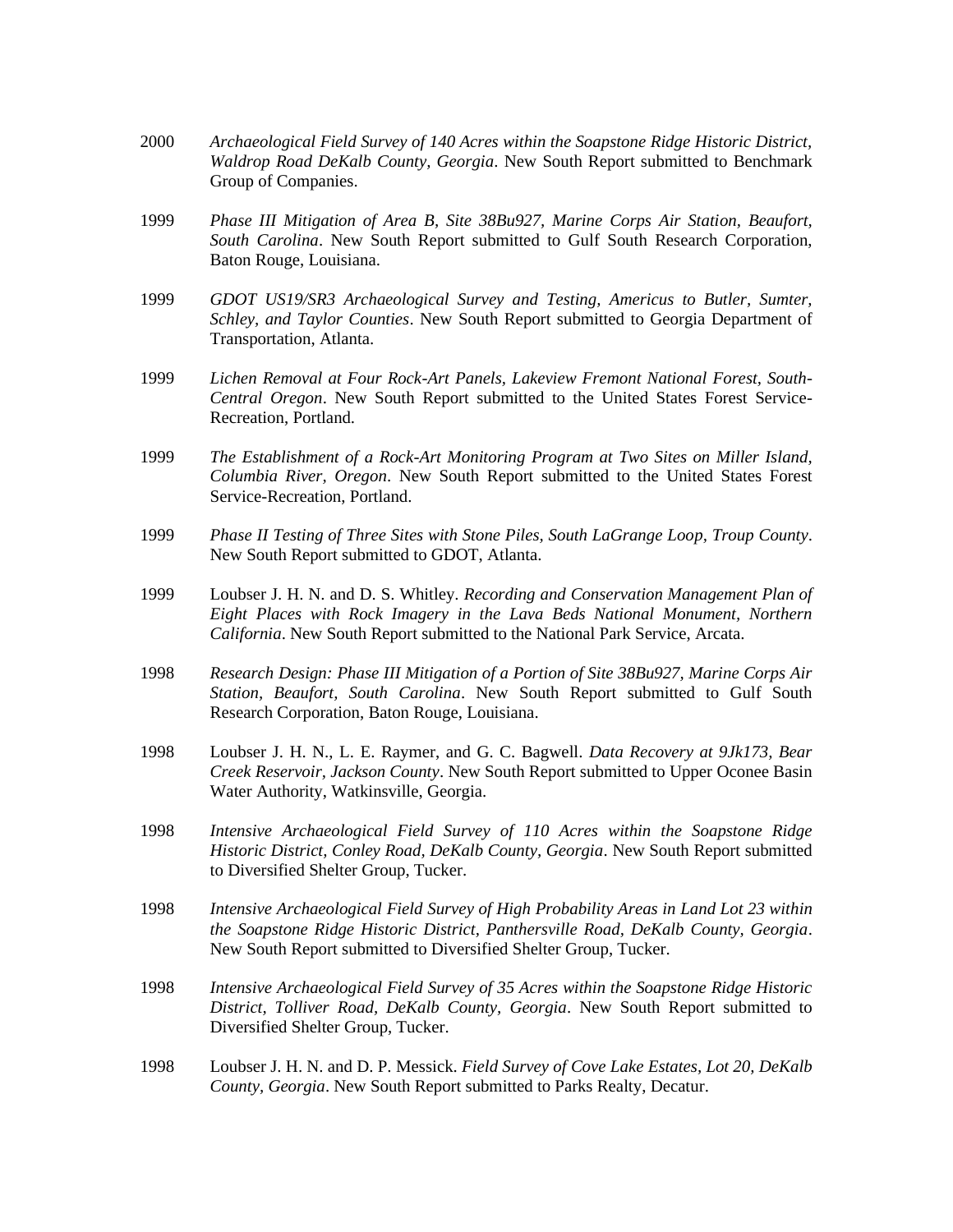2000 *Archaeological Field Survey of 140 Acres within the Soapstone Ridge Historic District, Waldrop Road DeKalb County, Georgia*. New South Report submitted to Benchmark Group of Companies.

1999 *Phase III Mitigation of Area B, Site 38Bu927, Marine Corps Air Station, Beaufort, South Carolina*. New South Report submitted to Gulf South Research Corporation, Baton Rouge, Louisiana.

1999 *GDOT US19/SR3 Archaeological Survey and Testing, Americus to Butler, Sumter, Schley, and Taylor Counties*. New South Report submitted to Georgia Department of Transportation, Atlanta.

1999 *Lichen Removal at Four Rock-Art Panels, Lakeview Fremont National Forest, South-Central Oregon*. New South Report submitted to the United States Forest Service-Recreation, Portland.

1999 *The Establishment of a Rock-Art Monitoring Program at Two Sites on Miller Island, Columbia River, Oregon*. New South Report submitted to the United States Forest Service-Recreation, Portland.

1999 *Phase II Testing of Three Sites with Stone Piles, South LaGrange Loop, Troup County*. New South Report submitted to GDOT, Atlanta.

1999 Loubser J. H. N. and D. S. Whitley. *Recording and Conservation Management Plan of Eight Places with Rock Imagery in the Lava Beds National Monument, Northern California*. New South Report submitted to the National Park Service, Arcata.

1998 *Research Design: Phase III Mitigation of a Portion of Site 38Bu927, Marine Corps Air Station, Beaufort, South Carolina*. New South Report submitted to Gulf South Research Corporation, Baton Rouge, Louisiana.

1998 Loubser J. H. N., L. E. Raymer, and G. C. Bagwell. *Data Recovery at 9Jk173, Bear Creek Reservoir, Jackson County*. New South Report submitted to Upper Oconee Basin Water Authority, Watkinsville, Georgia.

1998 *Intensive Archaeological Field Survey of 110 Acres within the Soapstone Ridge Historic District, Conley Road, DeKalb County, Georgia*. New South Report submitted to Diversified Shelter Group, Tucker.

1998 *Intensive Archaeological Field Survey of High Probability Areas in Land Lot 23 within the Soapstone Ridge Historic District, Panthersville Road, DeKalb County, Georgia*. New South Report submitted to Diversified Shelter Group, Tucker.

1998 *Intensive Archaeological Field Survey of 35 Acres within the Soapstone Ridge Historic District, Tolliver Road, DeKalb County, Georgia*. New South Report submitted to Diversified Shelter Group, Tucker.

1998 Loubser J. H. N. and D. P. Messick. *Field Survey of Cove Lake Estates, Lot 20, DeKalb County, Georgia*. New South Report submitted to Parks Realty, Decatur.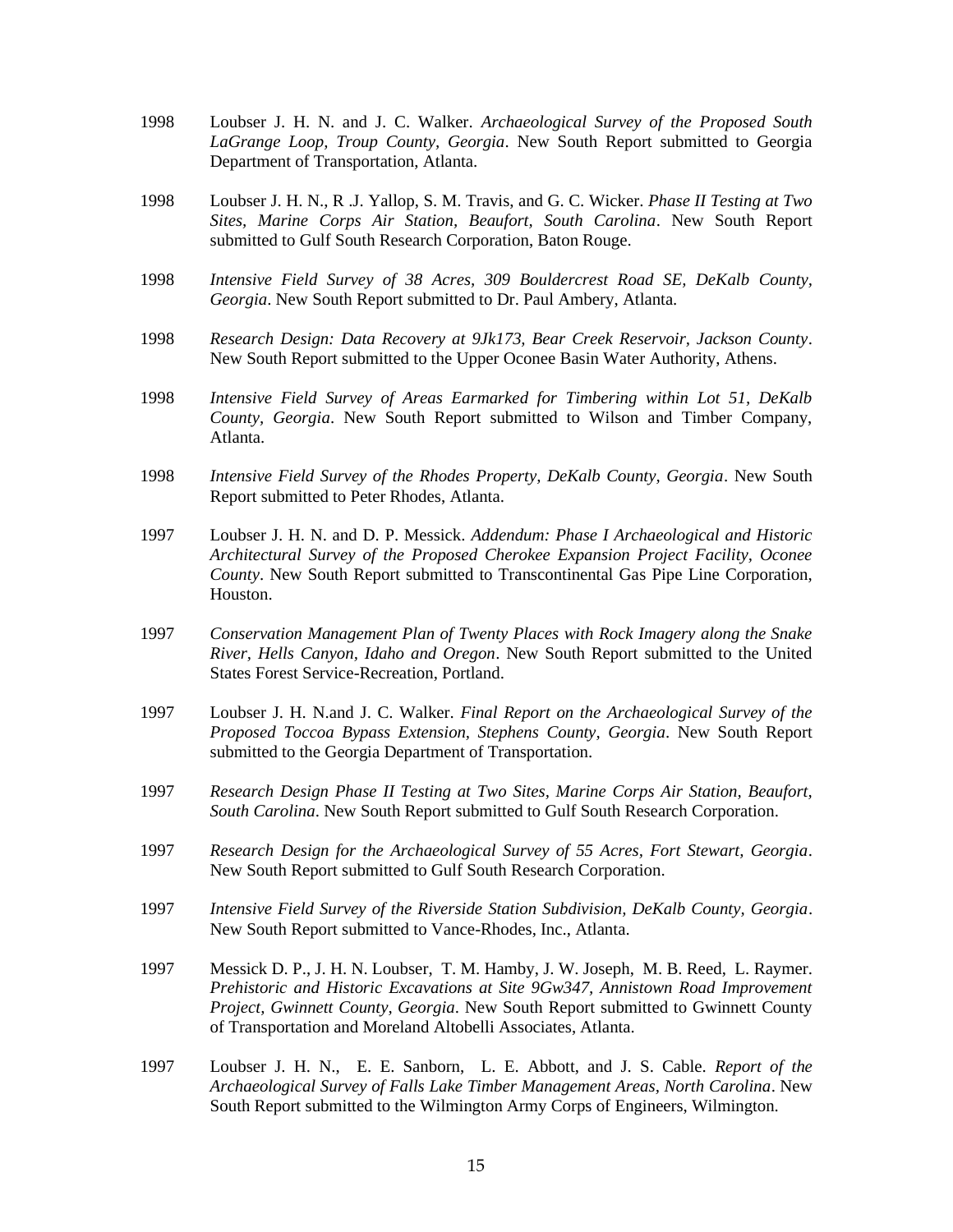1998 Loubser J. H. N. and J. C. Walker. *Archaeological Survey of the Proposed South LaGrange Loop, Troup County, Georgia*. New South Report submitted to Georgia Department of Transportation, Atlanta.

1998 Loubser J. H. N., R .J. Yallop, S. M. Travis, and G. C. Wicker. *Phase II Testing at Two Sites, Marine Corps Air Station, Beaufort, South Carolina*. New South Report submitted to Gulf South Research Corporation, Baton Rouge.

1998 *Intensive Field Survey of 38 Acres, 309 Bouldercrest Road SE, DeKalb County, Georgia*. New South Report submitted to Dr. Paul Ambery, Atlanta.

1998 *Research Design: Data Recovery at 9Jk173, Bear Creek Reservoir, Jackson County*. New South Report submitted to the Upper Oconee Basin Water Authority, Athens.

1998 *Intensive Field Survey of Areas Earmarked for Timbering within Lot 51, DeKalb County, Georgia*. New South Report submitted to Wilson and Timber Company, Atlanta.

1998 *Intensive Field Survey of the Rhodes Property, DeKalb County, Georgia*. New South Report submitted to Peter Rhodes, Atlanta.

1997 Loubser J. H. N. and D. P. Messick. *Addendum: Phase I Archaeological and Historic Architectural Survey of the Proposed Cherokee Expansion Project Facility, Oconee County*. New South Report submitted to Transcontinental Gas Pipe Line Corporation, Houston.

1997 *Conservation Management Plan of Twenty Places with Rock Imagery along the Snake River, Hells Canyon, Idaho and Oregon*. New South Report submitted to the United States Forest Service-Recreation, Portland.

1997 Loubser J. H. N.and J. C. Walker. *Final Report on the Archaeological Survey of the Proposed Toccoa Bypass Extension, Stephens County, Georgia*. New South Report submitted to the Georgia Department of Transportation.

1997 *Research Design Phase II Testing at Two Sites, Marine Corps Air Station, Beaufort, South Carolina*. New South Report submitted to Gulf South Research Corporation.

1997 *Research Design for the Archaeological Survey of 55 Acres, Fort Stewart, Georgia*. New South Report submitted to Gulf South Research Corporation.

1997 *Intensive Field Survey of the Riverside Station Subdivision, DeKalb County, Georgia*. New South Report submitted to Vance-Rhodes, Inc., Atlanta.

1997 Messick D. P., J. H. N. Loubser, T. M. Hamby, J. W. Joseph, M. B. Reed, L. Raymer. *Prehistoric and Historic Excavations at Site 9Gw347, Annistown Road Improvement Project, Gwinnett County, Georgia*. New South Report submitted to Gwinnett County of Transportation and Moreland Altobelli Associates, Atlanta.

1997 Loubser J. H. N., E. E. Sanborn, L. E. Abbott, and J. S. Cable. *Report of the Archaeological Survey of Falls Lake Timber Management Areas, North Carolina*. New South Report submitted to the Wilmington Army Corps of Engineers, Wilmington.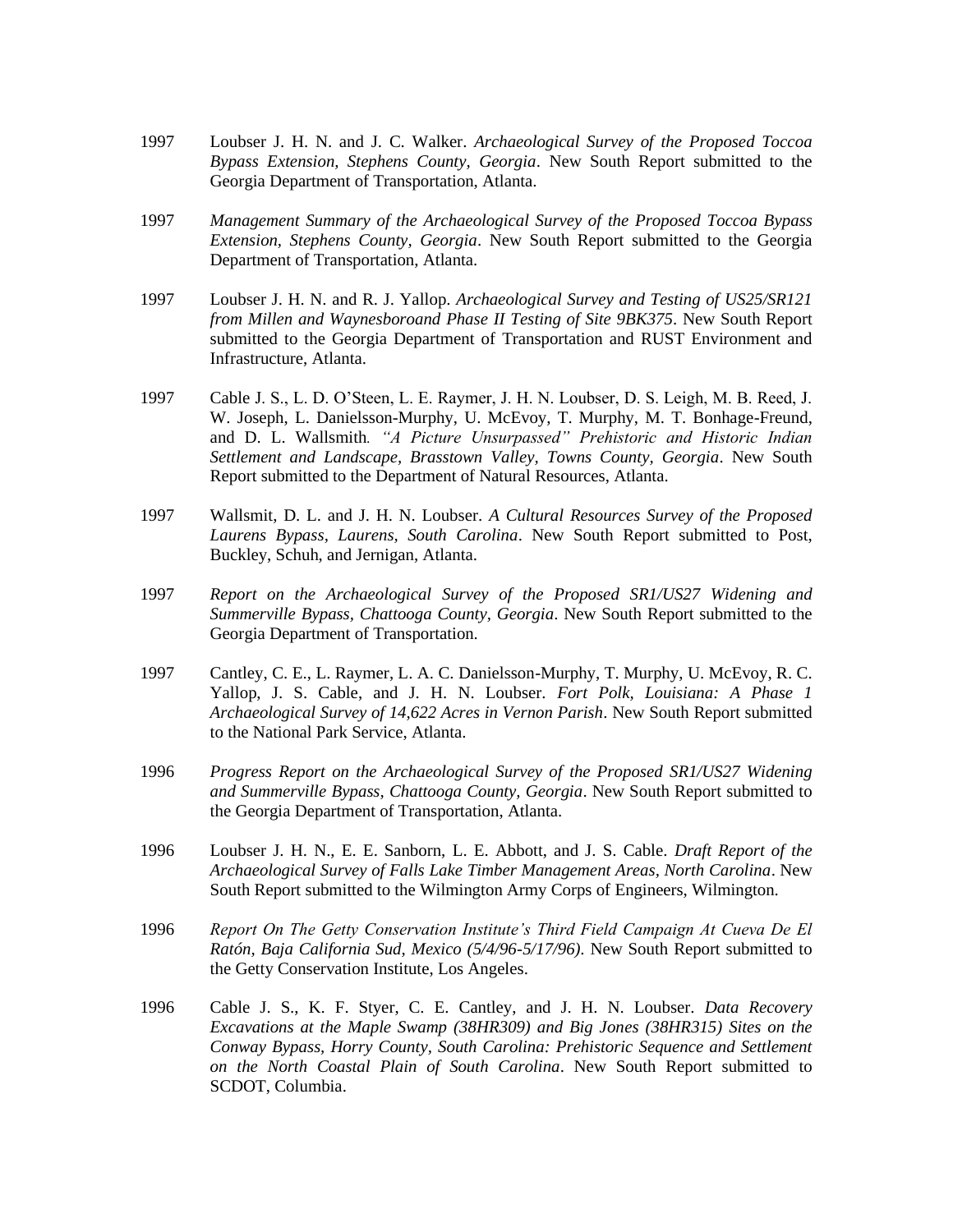1997 Loubser J. H. N. and J. C. Walker. *Archaeological Survey of the Proposed Toccoa Bypass Extension, Stephens County, Georgia*. New South Report submitted to the Georgia Department of Transportation, Atlanta.

1997 *Management Summary of the Archaeological Survey of the Proposed Toccoa Bypass Extension, Stephens County, Georgia*. New South Report submitted to the Georgia Department of Transportation, Atlanta.

1997 Loubser J. H. N. and R. J. Yallop. *Archaeological Survey and Testing of US25/SR121 from Millen and Waynesboroand Phase II Testing of Site 9BK375*. New South Report submitted to the Georgia Department of Transportation and RUST Environment and Infrastructure, Atlanta.

1997 Cable J. S., L. D. O'Steen, L. E. Raymer, J. H. N. Loubser, D. S. Leigh, M. B. Reed, J. W. Joseph, L. Danielsson-Murphy, U. McEvoy, T. Murphy, M. T. Bonhage-Freund, and D. L. Wallsmith. *"A Picture Unsurpassed" Prehistoric and Historic Indian Settlement and Landscape, Brasstown Valley, Towns County, Georgia*. New South Report submitted to the Department of Natural Resources, Atlanta.

1997 Wallsmit, D. L. and J. H. N. Loubser. *A Cultural Resources Survey of the Proposed Laurens Bypass, Laurens, South Carolina*. New South Report submitted to Post, Buckley, Schuh, and Jernigan, Atlanta.

1997 *Report on the Archaeological Survey of the Proposed SR1/US27 Widening and Summerville Bypass, Chattooga County, Georgia*. New South Report submitted to the Georgia Department of Transportation.

1997 Cantley, C. E., L. Raymer, L. A. C. Danielsson-Murphy, T. Murphy, U. McEvoy, R. C. Yallop, J. S. Cable, and J. H. N. Loubser. *Fort Polk, Louisiana: A Phase 1 Archaeological Survey of 14,622 Acres in Vernon Parish*. New South Report submitted to the National Park Service, Atlanta.

1996 *Progress Report on the Archaeological Survey of the Proposed SR1/US27 Widening and Summerville Bypass, Chattooga County, Georgia*. New South Report submitted to the Georgia Department of Transportation, Atlanta.

1996 Loubser J. H. N., E. E. Sanborn, L. E. Abbott, and J. S. Cable. *Draft Report of the Archaeological Survey of Falls Lake Timber Management Areas, North Carolina*. New South Report submitted to the Wilmington Army Corps of Engineers, Wilmington.

1996 *Report On The Getty Conservation Institute's Third Field Campaign At Cueva De El Ratón, Baja California Sud, Mexico (5/4/96-5/17/96)*. New South Report submitted to the Getty Conservation Institute, Los Angeles.

1996 Cable J. S., K. F. Styer, C. E. Cantley, and J. H. N. Loubser. *Data Recovery Excavations at the Maple Swamp (38HR309) and Big Jones (38HR315) Sites on the Conway Bypass, Horry County, South Carolina: Prehistoric Sequence and Settlement on the North Coastal Plain of South Carolina*. New South Report submitted to SCDOT, Columbia.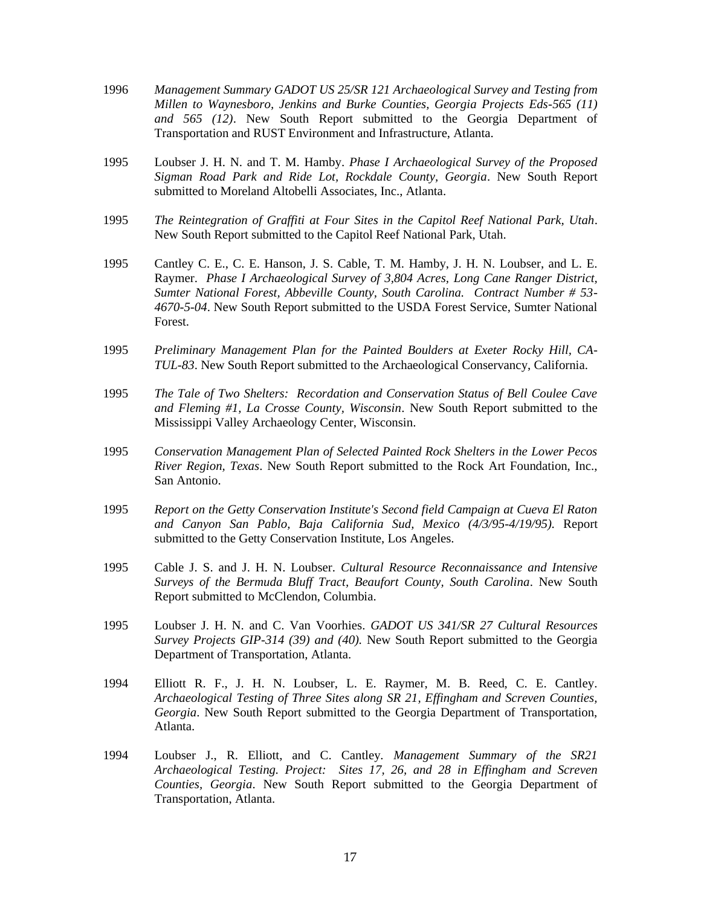1996 *Management Summary GADOT US 25/SR 121 Archaeological Survey and Testing from Millen to Waynesboro, Jenkins and Burke Counties, Georgia Projects Eds-565 (11) and 565 (12)*. New South Report submitted to the Georgia Department of Transportation and RUST Environment and Infrastructure, Atlanta.

1995 Loubser J. H. N. and T. M. Hamby. *Phase I Archaeological Survey of the Proposed Sigman Road Park and Ride Lot, Rockdale County, Georgia*. New South Report submitted to Moreland Altobelli Associates, Inc., Atlanta.

1995 *The Reintegration of Graffiti at Four Sites in the Capitol Reef National Park, Utah*. New South Report submitted to the Capitol Reef National Park, Utah.

1995 Cantley C. E., C. E. Hanson, J. S. Cable, T. M. Hamby, J. H. N. Loubser, and L. E. Raymer. *Phase I Archaeological Survey of 3,804 Acres, Long Cane Ranger District, Sumter National Forest, Abbeville County, South Carolina. Contract Number # 53-4670-5-04*. New South Report submitted to the USDA Forest Service, Sumter National Forest.

1995 *Preliminary Management Plan for the Painted Boulders at Exeter Rocky Hill, CA-TUL-83*. New South Report submitted to the Archaeological Conservancy, California.

1995 *The Tale of Two Shelters: Recordation and Conservation Status of Bell Coulee Cave and Fleming #1, La Crosse County, Wisconsin*. New South Report submitted to the Mississippi Valley Archaeology Center, Wisconsin.

1995 *Conservation Management Plan of Selected Painted Rock Shelters in the Lower Pecos River Region, Texas*. New South Report submitted to the Rock Art Foundation, Inc., San Antonio.

1995 *Report on the Getty Conservation Institute's Second field Campaign at Cueva El Raton and Canyon San Pablo, Baja California Sud, Mexico (4/3/95-4/19/95).* Report submitted to the Getty Conservation Institute, Los Angeles.

1995 Cable J. S. and J. H. N. Loubser. *Cultural Resource Reconnaissance and Intensive Surveys of the Bermuda Bluff Tract, Beaufort County, South Carolina*. New South Report submitted to McClendon, Columbia.

1995 Loubser J. H. N. and C. Van Voorhies. *GADOT US 341/SR 27 Cultural Resources Survey Projects GIP-314 (39) and (40).* New South Report submitted to the Georgia Department of Transportation, Atlanta.

1994 Elliott R. F., J. H. N. Loubser, L. E. Raymer, M. B. Reed, C. E. Cantley. *Archaeological Testing of Three Sites along SR 21, Effingham and Screven Counties, Georgia*. New South Report submitted to the Georgia Department of Transportation, Atlanta.

1994 Loubser J., R. Elliott, and C. Cantley. *Management Summary of the SR21 Archaeological Testing. Project: Sites 17, 26, and 28 in Effingham and Screven Counties, Georgia*. New South Report submitted to the Georgia Department of Transportation, Atlanta.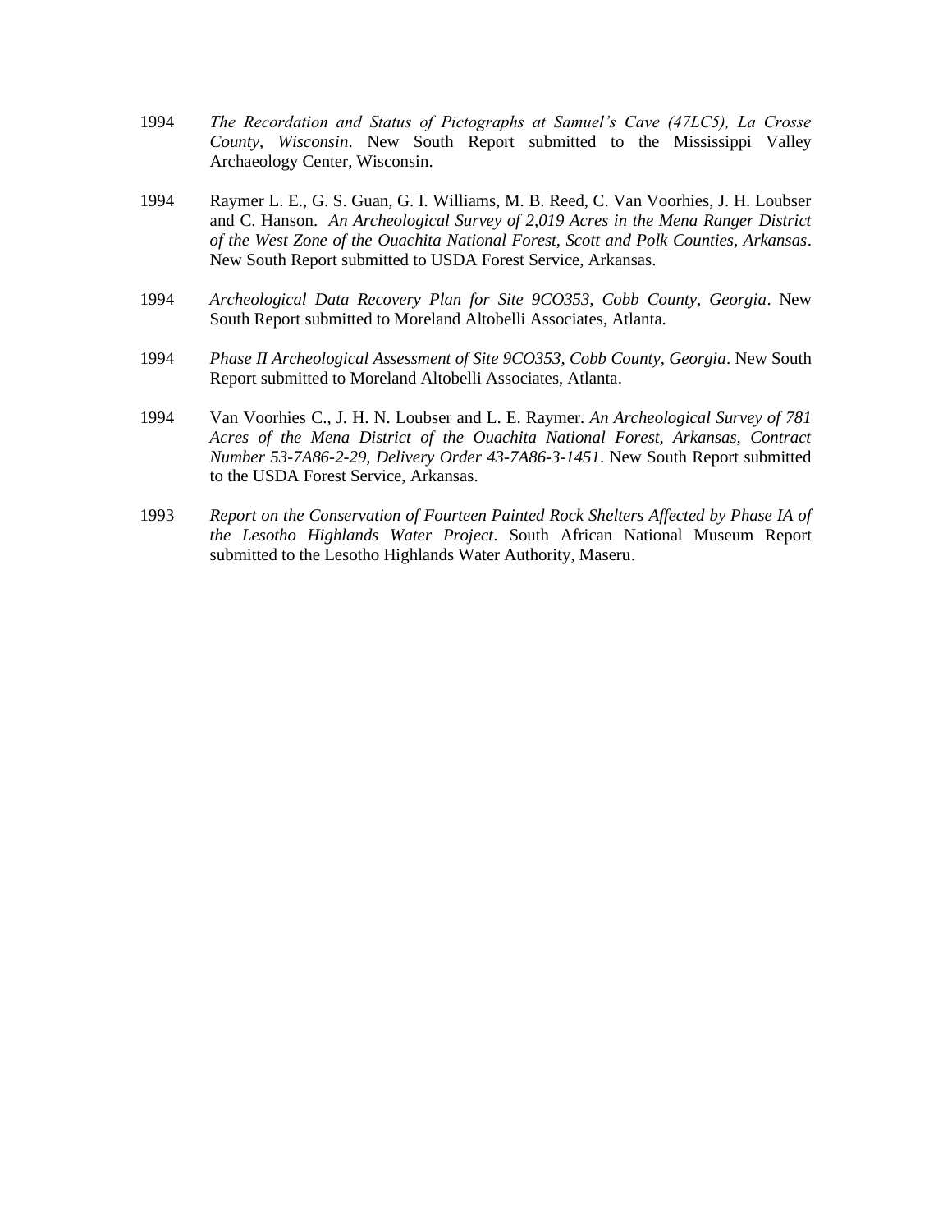1994 *The Recordation and Status of Pictographs at Samuel's Cave (47LC5), La Crosse County, Wisconsin*. New South Report submitted to the Mississippi Valley Archaeology Center, Wisconsin.

1994 Raymer L. E., G. S. Guan, G. I. Williams, M. B. Reed, C. Van Voorhies, J. H. Loubser and C. Hanson. *An Archeological Survey of 2,019 Acres in the Mena Ranger District of the West Zone of the Ouachita National Forest, Scott and Polk Counties, Arkansas*. New South Report submitted to USDA Forest Service, Arkansas.

1994 *Archeological Data Recovery Plan for Site 9CO353, Cobb County, Georgia*. New South Report submitted to Moreland Altobelli Associates, Atlanta.

1994 *Phase II Archeological Assessment of Site 9CO353, Cobb County, Georgia*. New South Report submitted to Moreland Altobelli Associates, Atlanta.

1994 Van Voorhies C., J. H. N. Loubser and L. E. Raymer. *An Archeological Survey of 781 Acres of the Mena District of the Ouachita National Forest, Arkansas, Contract Number 53-7A86-2-29, Delivery Order 43-7A86-3-1451*. New South Report submitted to the USDA Forest Service, Arkansas.

1993 *Report on the Conservation of Fourteen Painted Rock Shelters Affected by Phase IA of the Lesotho Highlands Water Project*. South African National Museum Report submitted to the Lesotho Highlands Water Authority, Maseru.